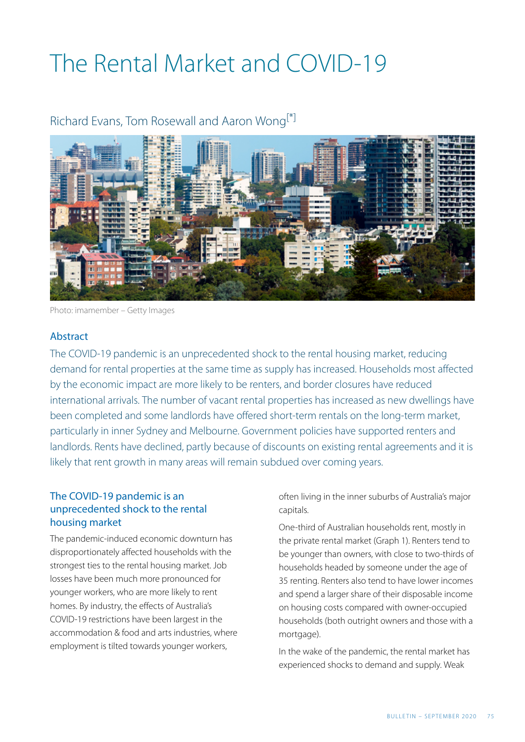# The Rental Market and COVID-19

Richard Evans, Tom Rosewall and Aaron Wong[*]

Photo: imamember – Getty Images

## Abstract

The COVID-19 pandemic is an unprecedented shock to the rental housing market, reducing demand for rental properties at the same time as supply has increased. Households most affected by the economic impact are more likely to be renters, and border closures have reduced international arrivals. The number of vacant rental properties has increased as new dwellings have been completed and some landlords have offered short-term rentals on the long-term market, particularly in inner Sydney and Melbourne. Government policies have supported renters and landlords. Rents have declined, partly because of discounts on existing rental agreements and it is likely that rent growth in many areas will remain subdued over coming years.

## The COVID-19 pandemic is an unprecedented shock to the rental housing market

The pandemic-induced economic downturn has disproportionately affected households with the strongest ties to the rental housing market. Job losses have been much more pronounced for younger workers, who are more likely to rent homes. By industry, the effects of Australia's COVID-19 restrictions have been largest in the accommodation & food and arts industries, where employment is tilted towards younger workers, often living in the inner suburbs of Australia's major capitals.

One-third of Australian households rent, mostly in the private rental market (Graph 1). Renters tend to be younger than owners, with close to two-thirds of households headed by someone under the age of 35 renting. Renters also tend to have lower incomes and spend a larger share of their disposable income on housing costs compared with owner-occupied households (both outright owners and those with a mortgage).

In the wake of the pandemic, the rental market has experienced shocks to demand and supply. Weak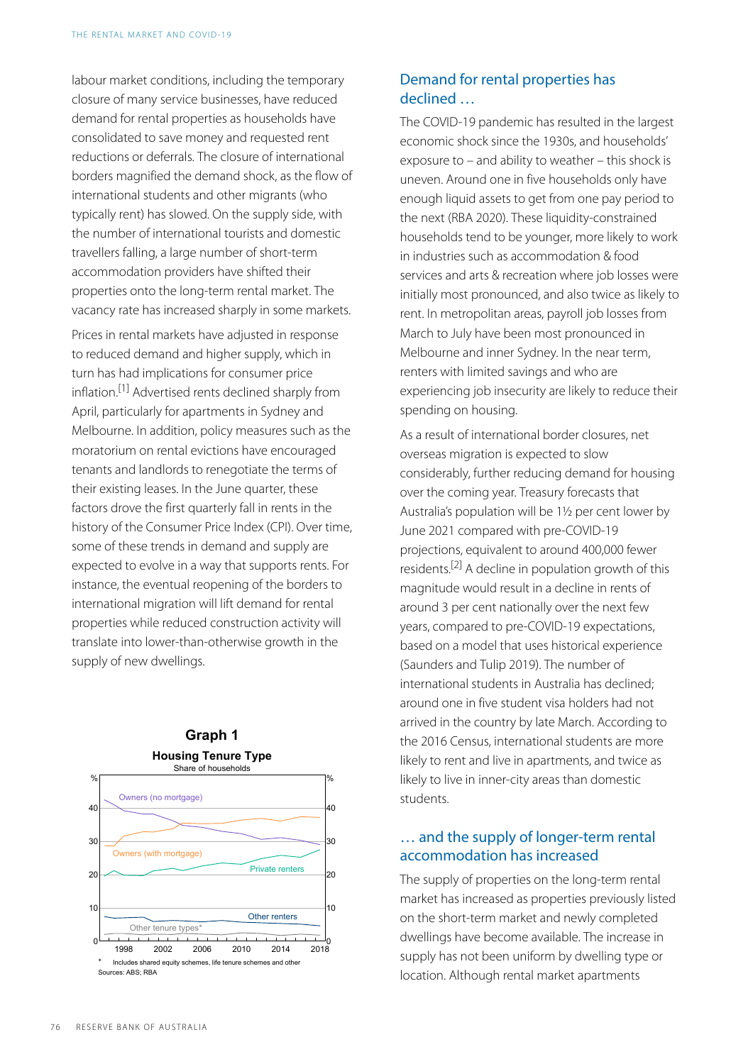labour market conditions, including the temporary closure of many service businesses, have reduced demand for rental properties as households have consolidated to save money and requested rent reductions or deferrals. The closure of international borders magnified the demand shock, as the flow of international students and other migrants (who typically rent) has slowed. On the supply side, with the number of international tourists and domestic travellers falling, a large number of short-term accommodation providers have shifted their properties onto the long-term rental market. The vacancy rate has increased sharply in some markets.

Prices in rental markets have adjusted in response to reduced demand and higher supply, which in turn has had implications for consumer price inflation.[1] Advertised rents declined sharply from April, particularly for apartments in Sydney and Melbourne. In addition, policy measures such as the moratorium on rental evictions have encouraged tenants and landlords to renegotiate the terms of their existing leases. In the June quarter, these factors drove the first quarterly fall in rents in the history of the Consumer Price Index (CPI). Over time, some of these trends in demand and supply are expected to evolve in a way that supports rents. For instance, the eventual reopening of the borders to international migration will lift demand for rental properties while reduced construction activity will translate into lower-than-otherwise growth in the supply of new dwellings.

**Graph 1**

**Housing Tenure Type**

Share of households

\* Includes shared equity schemes, life tenure schemes and other

Sources: ABS; RBA

## Demand for rental properties has declined …

The COVID-19 pandemic has resulted in the largest economic shock since the 1930s, and households' exposure to – and ability to weather – this shock is uneven. Around one in five households only have enough liquid assets to get from one pay period to the next (RBA 2020). These liquidity-constrained households tend to be younger, more likely to work in industries such as accommodation & food services and arts & recreation where job losses were initially most pronounced, and also twice as likely to rent. In metropolitan areas, payroll job losses from March to July have been most pronounced in Melbourne and inner Sydney. In the near term, renters with limited savings and who are experiencing job insecurity are likely to reduce their spending on housing.

As a result of international border closures, net overseas migration is expected to slow considerably, further reducing demand for housing over the coming year. Treasury forecasts that Australia's population will be 1½ per cent lower by June 2021 compared with pre-COVID-19 projections, equivalent to around 400,000 fewer residents.[2] A decline in population growth of this magnitude would result in a decline in rents of around 3 per cent nationally over the next few years, compared to pre-COVID-19 expectations, based on a model that uses historical experience (Saunders and Tulip 2019). The number of international students in Australia has declined; around one in five student visa holders had not arrived in the country by late March. According to the 2016 Census, international students are more likely to rent and live in apartments, and twice as likely to live in inner-city areas than domestic students.

## … and the supply of longer-term rental accommodation has increased

The supply of properties on the long-term rental market has increased as properties previously listed on the short-term market and newly completed dwellings have become available. The increase in supply has not been uniform by dwelling type or location. Although rental market apartments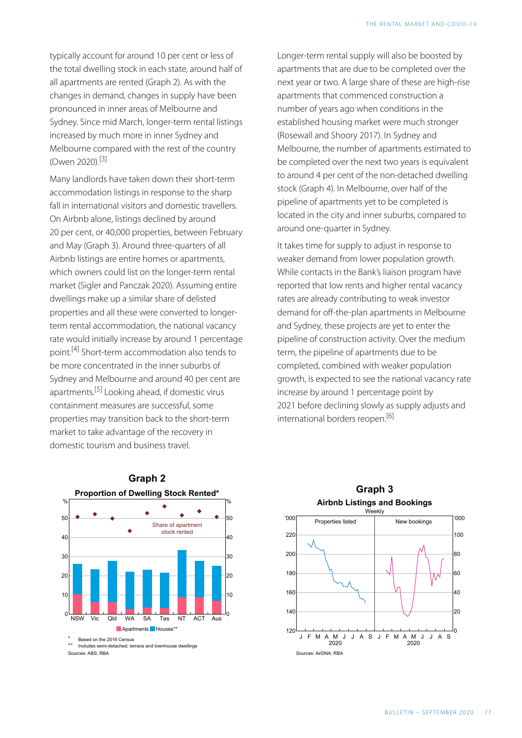typically account for around 10 per cent or less of the total dwelling stock in each state, around half of all apartments are rented (Graph 2). As with the changes in demand, changes in supply have been pronounced in inner areas of Melbourne and Sydney. Since mid March, longer-term rental listings increased by much more in inner Sydney and Melbourne compared with the rest of the country (Owen 2020).[3]

Many landlords have taken down their short-term accommodation listings in response to the sharp fall in international visitors and domestic travellers. On Airbnb alone, listings declined by around 20 per cent, or 40,000 properties, between February and May (Graph 3). Around three-quarters of all Airbnb listings are entire homes or apartments, which owners could list on the longer-term rental market (Sigler and Panczak 2020). Assuming entire dwellings make up a similar share of delisted properties and all these were converted to longer-term rental accommodation, the national vacancy rate would initially increase by around 1 percentage point.[4] Short-term accommodation also tends to be more concentrated in the inner suburbs of Sydney and Melbourne and around 40 per cent are apartments.[5] Looking ahead, if domestic virus containment measures are successful, some properties may transition back to the short-term market to take advantage of the recovery in domestic tourism and business travel.

Longer-term rental supply will also be boosted by apartments that are due to be completed over the next year or two. A large share of these are high-rise apartments that commenced construction a number of years ago when conditions in the established housing market were much stronger (Rosewall and Shoory 2017). In Sydney and Melbourne, the number of apartments estimated to be completed over the next two years is equivalent to around 4 per cent of the non-detached dwelling stock (Graph 4). In Melbourne, over half of the pipeline of apartments yet to be completed is located in the city and inner suburbs, compared to around one-quarter in Sydney.

It takes time for supply to adjust in response to weaker demand from lower population growth. While contacts in the Bank's liaison program have reported that low rents and higher rental vacancy rates are already contributing to weak investor demand for off-the-plan apartments in Melbourne and Sydney, these projects are yet to enter the pipeline of construction activity. Over the medium term, the pipeline of apartments due to be completed, combined with weaker population growth, is expected to see the national vacancy rate increase by around 1 percentage point by 2021 before declining slowly as supply adjusts and international borders reopen.[6]

**Graph 2**
**Proportion of Dwelling Stock Rented***

\* Based on the 2016 Census
\*\* Includes semi-detached, terrace and townhouse dwellings
Sources: ABS; RBA

**Graph 3**
**Airbnb Listings and Bookings**
Weekly

Sources: AirDNA; RBA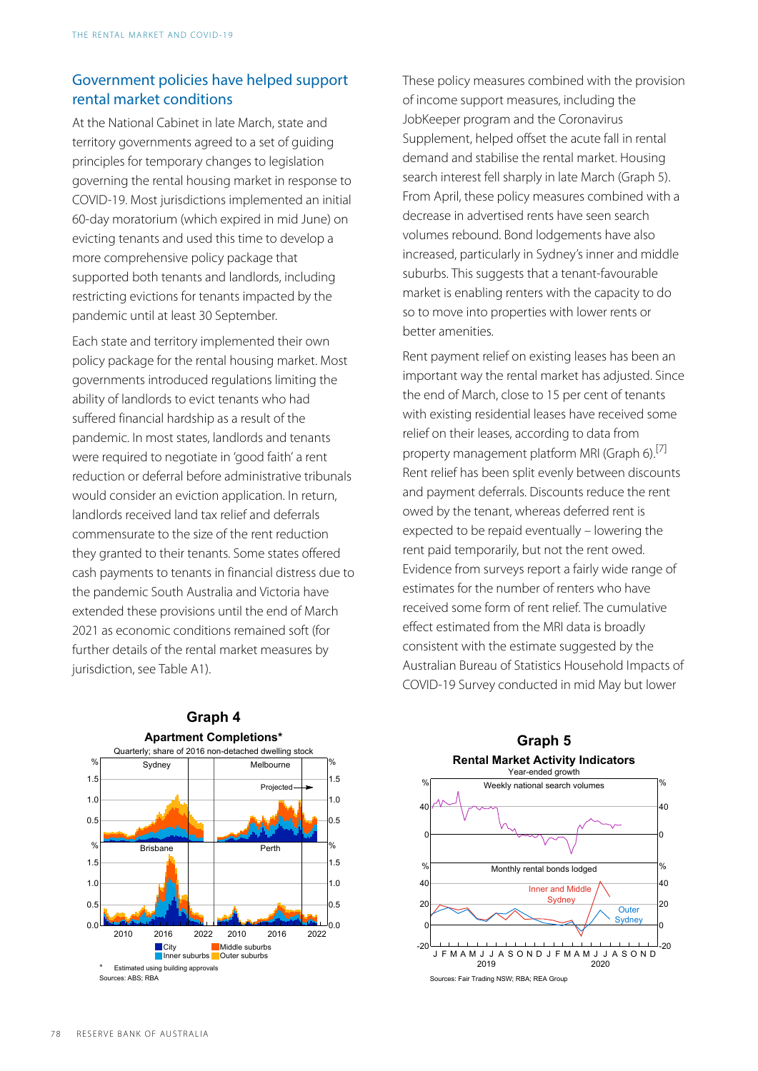## Government policies have helped support rental market conditions

At the National Cabinet in late March, state and territory governments agreed to a set of guiding principles for temporary changes to legislation governing the rental housing market in response to COVID-19. Most jurisdictions implemented an initial 60-day moratorium (which expired in mid June) on evicting tenants and used this time to develop a more comprehensive policy package that supported both tenants and landlords, including restricting evictions for tenants impacted by the pandemic until at least 30 September.

Each state and territory implemented their own policy package for the rental housing market. Most governments introduced regulations limiting the ability of landlords to evict tenants who had suffered financial hardship as a result of the pandemic. In most states, landlords and tenants were required to negotiate in 'good faith' a rent reduction or deferral before administrative tribunals would consider an eviction application. In return, landlords received land tax relief and deferrals commensurate to the size of the rent reduction they granted to their tenants. Some states offered cash payments to tenants in financial distress due to the pandemic South Australia and Victoria have extended these provisions until the end of March 2021 as economic conditions remained soft (for further details of the rental market measures by jurisdiction, see Table A1).

These policy measures combined with the provision of income support measures, including the JobKeeper program and the Coronavirus Supplement, helped offset the acute fall in rental demand and stabilise the rental market. Housing search interest fell sharply in late March (Graph 5). From April, these policy measures combined with a decrease in advertised rents have seen search volumes rebound. Bond lodgements have also increased, particularly in Sydney's inner and middle suburbs. This suggests that a tenant-favourable market is enabling renters with the capacity to do so to move into properties with lower rents or better amenities.

Rent payment relief on existing leases has been an important way the rental market has adjusted. Since the end of March, close to 15 per cent of tenants with existing residential leases have received some relief on their leases, according to data from property management platform MRI (Graph 6).[7] Rent relief has been split evenly between discounts and payment deferrals. Discounts reduce the rent owed by the tenant, whereas deferred rent is expected to be repaid eventually – lowering the rent paid temporarily, but not the rent owed. Evidence from surveys report a fairly wide range of estimates for the number of renters who have received some form of rent relief. The cumulative effect estimated from the MRI data is broadly consistent with the estimate suggested by the Australian Bureau of Statistics Household Impacts of COVID-19 Survey conducted in mid May but lower

**Graph 4**

**Apartment Completions***

Quarterly; share of 2016 non-detached dwelling stock

\* Estimated using building approvals

Sources: ABS; RBA

**Graph 5**

**Rental Market Activity Indicators**

Year-ended growth

Sources: Fair Trading NSW; RBA; REA Group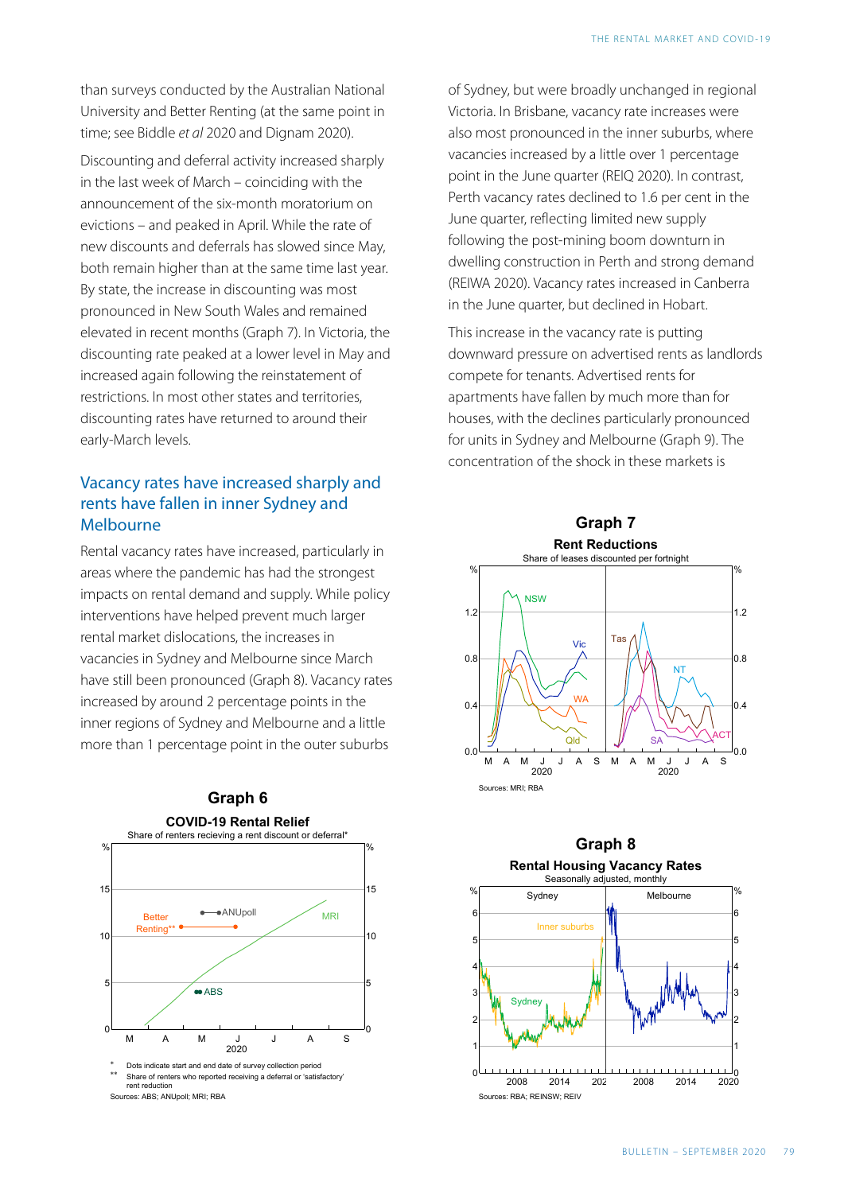than surveys conducted by the Australian National University and Better Renting (at the same point in time; see Biddle *et al* 2020 and Dignam 2020).

Discounting and deferral activity increased sharply in the last week of March – coinciding with the announcement of the six-month moratorium on evictions – and peaked in April. While the rate of new discounts and deferrals has slowed since May, both remain higher than at the same time last year. By state, the increase in discounting was most pronounced in New South Wales and remained elevated in recent months (Graph 7). In Victoria, the discounting rate peaked at a lower level in May and increased again following the reinstatement of restrictions. In most other states and territories, discounting rates have returned to around their early-March levels.

## Vacancy rates have increased sharply and rents have fallen in inner Sydney and Melbourne

Rental vacancy rates have increased, particularly in areas where the pandemic has had the strongest impacts on rental demand and supply. While policy interventions have helped prevent much larger rental market dislocations, the increases in vacancies in Sydney and Melbourne since March have still been pronounced (Graph 8). Vacancy rates increased by around 2 percentage points in the inner regions of Sydney and Melbourne and a little more than 1 percentage point in the outer suburbs of Sydney, but were broadly unchanged in regional Victoria. In Brisbane, vacancy rate increases were also most pronounced in the inner suburbs, where vacancies increased by a little over 1 percentage point in the June quarter (REIQ 2020). In contrast, Perth vacancy rates declined to 1.6 per cent in the June quarter, reflecting limited new supply following the post-mining boom downturn in dwelling construction in Perth and strong demand (REIWA 2020). Vacancy rates increased in Canberra in the June quarter, but declined in Hobart.

This increase in the vacancy rate is putting downward pressure on advertised rents as landlords compete for tenants. Advertised rents for apartments have fallen by much more than for houses, with the declines particularly pronounced for units in Sydney and Melbourne (Graph 9). The concentration of the shock in these markets is

**Graph 6**

**COVID-19 Rental Relief**

Share of renters recieving a rent discount or deferral*

\* Dots indicate start and end date of survey collection period

\*\* Share of renters who reported receiving a deferral or 'satisfactory' rent reduction

Sources: ABS; ANUpoll; MRI; RBA

**Graph 7**

**Rent Reductions**

Share of leases discounted per fortnight

Sources: MRI; RBA

**Graph 8**

**Rental Housing Vacancy Rates**

Seasonally adjusted, monthly

Sources: RBA; REINSW; REIV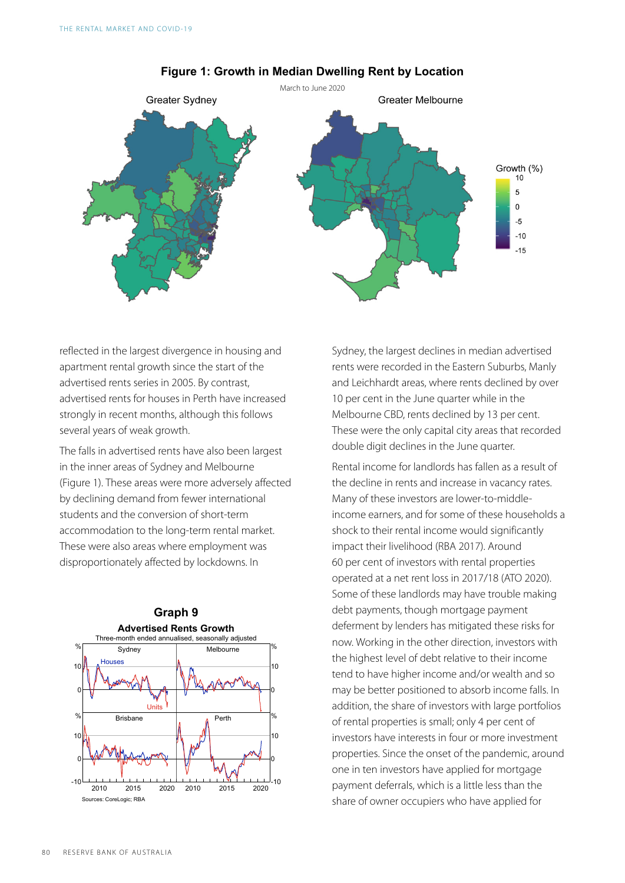**Figure 1: Growth in Median Dwelling Rent by Location**

March to June 2020

reflected in the largest divergence in housing and apartment rental growth since the start of the advertised rents series in 2005. By contrast, advertised rents for houses in Perth have increased strongly in recent months, although this follows several years of weak growth.

The falls in advertised rents have also been largest in the inner areas of Sydney and Melbourne (Figure 1). These areas were more adversely affected by declining demand from fewer international students and the conversion of short-term accommodation to the long-term rental market. These were also areas where employment was disproportionately affected by lockdowns. In Sydney, the largest declines in median advertised rents were recorded in the Eastern Suburbs, Manly and Leichhardt areas, where rents declined by over 10 per cent in the June quarter while in the Melbourne CBD, rents declined by 13 per cent. These were the only capital city areas that recorded double digit declines in the June quarter.

**Graph 9**

**Advertised Rents Growth**

Three-month ended annualised, seasonally adjusted

Sources: CoreLogic; RBA

Rental income for landlords has fallen as a result of the decline in rents and increase in vacancy rates. Many of these investors are lower-to-middle-income earners, and for some of these households a shock to their rental income would significantly impact their livelihood (RBA 2017). Around 60 per cent of investors with rental properties operated at a net rent loss in 2017/18 (ATO 2020). Some of these landlords may have trouble making debt payments, though mortgage payment deferment by lenders has mitigated these risks for now. Working in the other direction, investors with the highest level of debt relative to their income tend to have higher income and/or wealth and so may be better positioned to absorb income falls. In addition, the share of investors with large portfolios of rental properties is small; only 4 per cent of investors have interests in four or more investment properties. Since the onset of the pandemic, around one in ten investors have applied for mortgage payment deferrals, which is a little less than the share of owner occupiers who have applied for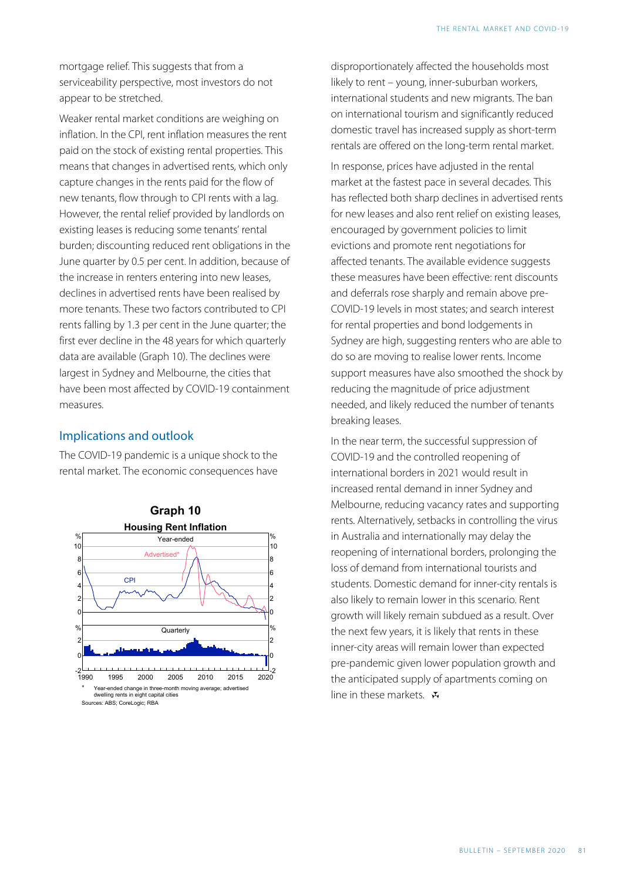mortgage relief. This suggests that from a serviceability perspective, most investors do not appear to be stretched.

Weaker rental market conditions are weighing on inflation. In the CPI, rent inflation measures the rent paid on the stock of existing rental properties. This means that changes in advertised rents, which only capture changes in the rents paid for the flow of new tenants, flow through to CPI rents with a lag. However, the rental relief provided by landlords on existing leases is reducing some tenants' rental burden; discounting reduced rent obligations in the June quarter by 0.5 per cent. In addition, because of the increase in renters entering into new leases, declines in advertised rents have been realised by more tenants. These two factors contributed to CPI rents falling by 1.3 per cent in the June quarter; the first ever decline in the 48 years for which quarterly data are available (Graph 10). The declines were largest in Sydney and Melbourne, the cities that have been most affected by COVID-19 containment measures.

## Implications and outlook

The COVID-19 pandemic is a unique shock to the rental market. The economic consequences have disproportionately affected the households most likely to rent – young, inner-suburban workers, international students and new migrants. The ban on international tourism and significantly reduced domestic travel has increased supply as short-term rentals are offered on the long-term rental market.

In response, prices have adjusted in the rental market at the fastest pace in several decades. This has reflected both sharp declines in advertised rents for new leases and also rent relief on existing leases, encouraged by government policies to limit evictions and promote rent negotiations for affected tenants. The available evidence suggests these measures have been effective: rent discounts and deferrals rose sharply and remain above pre-COVID-19 levels in most states; and search interest for rental properties and bond lodgements in Sydney are high, suggesting renters who are able to do so are moving to realise lower rents. Income support measures have also smoothed the shock by reducing the magnitude of price adjustment needed, and likely reduced the number of tenants breaking leases.

In the near term, the successful suppression of COVID-19 and the controlled reopening of international borders in 2021 would result in increased rental demand in inner Sydney and Melbourne, reducing vacancy rates and supporting rents. Alternatively, setbacks in controlling the virus in Australia and internationally may delay the reopening of international borders, prolonging the loss of demand from international tourists and students. Domestic demand for inner-city rentals is also likely to remain lower in this scenario. Rent growth will likely remain subdued as a result. Over the next few years, it is likely that rents in these inner-city areas will remain lower than expected pre-pandemic given lower population growth and the anticipated supply of apartments coming on line in these markets.

**Graph 10**
**Housing Rent Inflation**

\* Year-ended change in three-month moving average; advertised dwelling rents in eight capital cities

Sources: ABS; CoreLogic; RBA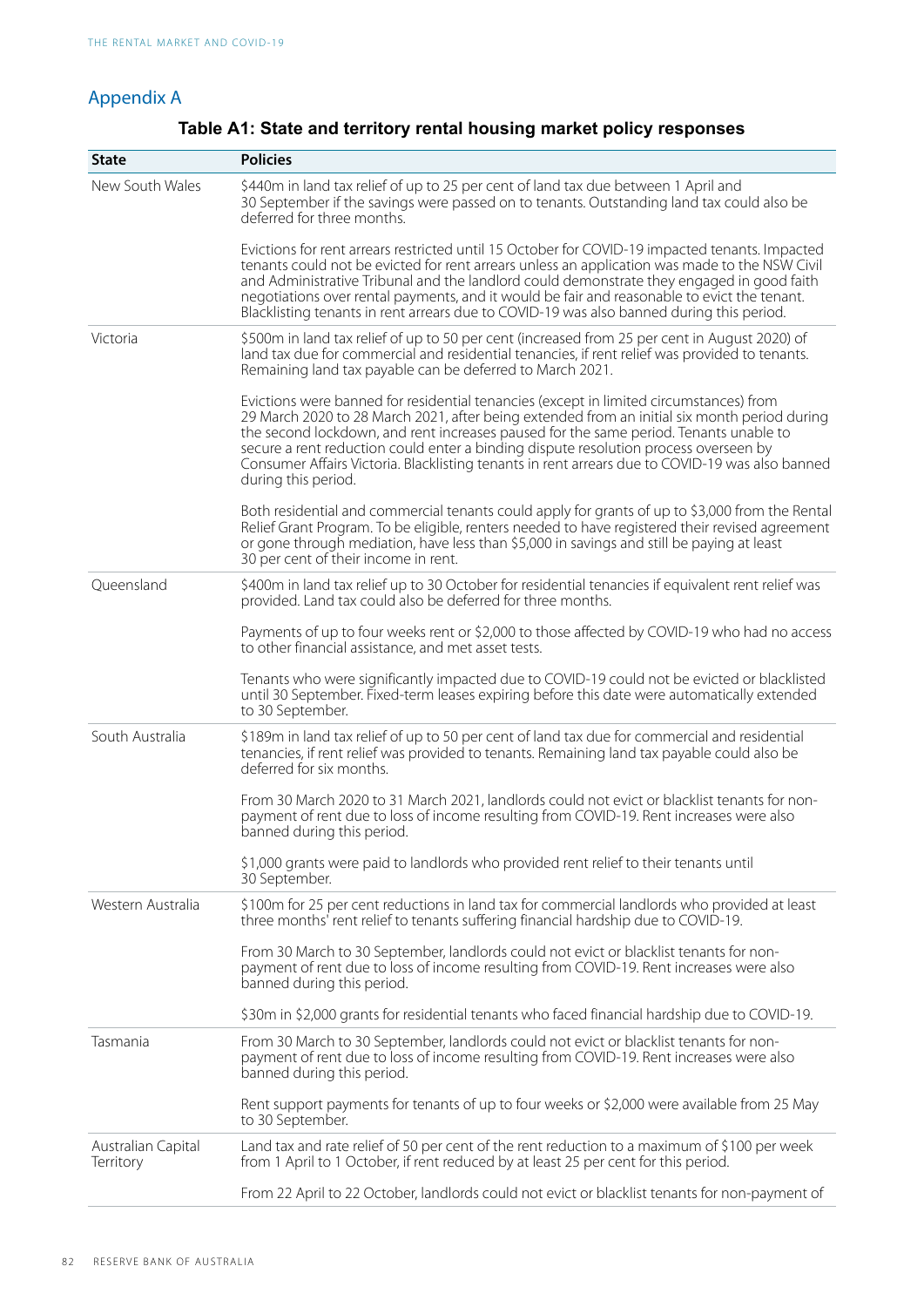## Appendix A

**Table A1: State and territory rental housing market policy responses**

| State | Policies |
|---|---|
| New South Wales | \$440m in land tax relief of up to 25 per cent of land tax due between 1 April and 30 September if the savings were passed on to tenants. Outstanding land tax could also be deferred for three months.<br><br>Evictions for rent arrears restricted until 15 October for COVID-19 impacted tenants. Impacted tenants could not be evicted for rent arrears unless an application was made to the NSW Civil and Administrative Tribunal and the landlord could demonstrate they engaged in good faith negotiations over rental payments, and it would be fair and reasonable to evict the tenant. Blacklisting tenants in rent arrears due to COVID-19 was also banned during this period. |
| Victoria | \$500m in land tax relief of up to 50 per cent (increased from 25 per cent in August 2020) of land tax due for commercial and residential tenancies, if rent relief was provided to tenants. Remaining land tax payable can be deferred to March 2021.<br><br>Evictions were banned for residential tenancies (except in limited circumstances) from 29 March 2020 to 28 March 2021, after being extended from an initial six month period during the second lockdown, and rent increases paused for the same period. Tenants unable to secure a rent reduction could enter a binding dispute resolution process overseen by Consumer Affairs Victoria. Blacklisting tenants in rent arrears due to COVID-19 was also banned during this period.<br><br>Both residential and commercial tenants could apply for grants of up to \$3,000 from the Rental Relief Grant Program. To be eligible, renters needed to have registered their revised agreement or gone through mediation, have less than \$5,000 in savings and still be paying at least 30 per cent of their income in rent. |
| Queensland | \$400m in land tax relief up to 30 October for residential tenancies if equivalent rent relief was provided. Land tax could also be deferred for three months.<br><br>Payments of up to four weeks rent or \$2,000 to those affected by COVID-19 who had no access to other financial assistance, and met asset tests.<br><br>Tenants who were significantly impacted due to COVID-19 could not be evicted or blacklisted until 30 September. Fixed-term leases expiring before this date were automatically extended to 30 September. |
| South Australia | \$189m in land tax relief of up to 50 per cent of land tax due for commercial and residential tenancies, if rent relief was provided to tenants. Remaining land tax payable could also be deferred for six months.<br><br>From 30 March 2020 to 31 March 2021, landlords could not evict or blacklist tenants for non-payment of rent due to loss of income resulting from COVID-19. Rent increases were also banned during this period.<br><br>\$1,000 grants were paid to landlords who provided rent relief to their tenants until 30 September. |
| Western Australia | \$100m for 25 per cent reductions in land tax for commercial landlords who provided at least three months' rent relief to tenants suffering financial hardship due to COVID-19.<br><br>From 30 March to 30 September, landlords could not evict or blacklist tenants for non-payment of rent due to loss of income resulting from COVID-19. Rent increases were also banned during this period.<br><br>\$30m in \$2,000 grants for residential tenants who faced financial hardship due to COVID-19. |
| Tasmania | From 30 March to 30 September, landlords could not evict or blacklist tenants for non-payment of rent due to loss of income resulting from COVID-19. Rent increases were also banned during this period.<br><br>Rent support payments for tenants of up to four weeks or \$2,000 were available from 25 May to 30 September. |
| Australian Capital Territory | Land tax and rate relief of 50 per cent of the rent reduction to a maximum of \$100 per week from 1 April to 1 October, if rent reduced by at least 25 per cent for this period.<br><br>From 22 April to 22 October, landlords could not evict or blacklist tenants for non-payment of |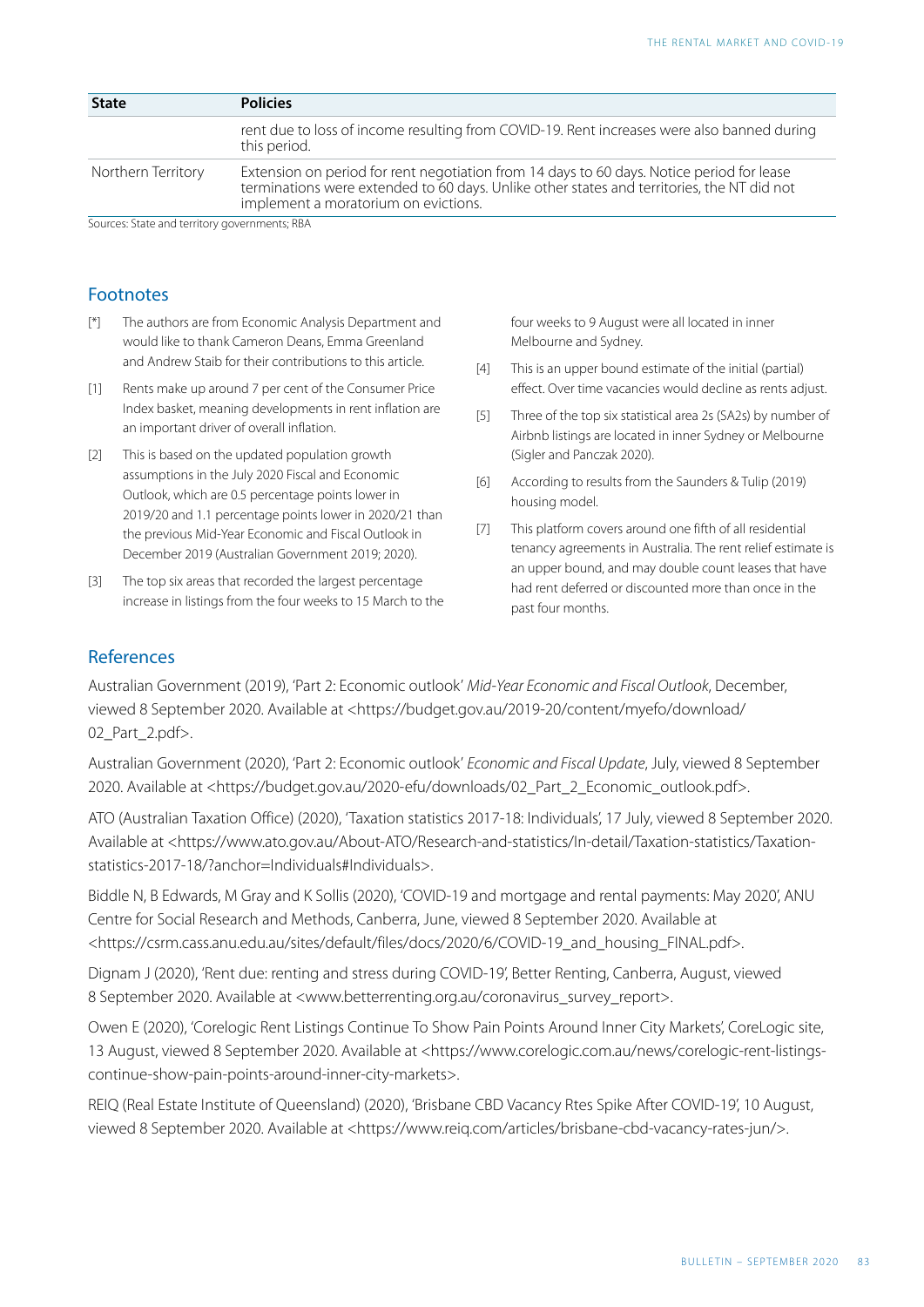| State | Policies |
| --- | --- |
| | rent due to loss of income resulting from COVID-19. Rent increases were also banned during this period. |
| Northern Territory | Extension on period for rent negotiation from 14 days to 60 days. Notice period for lease terminations were extended to 60 days. Unlike other states and territories, the NT did not implement a moratorium on evictions. |

Sources: State and territory governments; RBA

## Footnotes

[*] The authors are from Economic Analysis Department and would like to thank Cameron Deans, Emma Greenland and Andrew Staib for their contributions to this article.

[1] Rents make up around 7 per cent of the Consumer Price Index basket, meaning developments in rent inflation are an important driver of overall inflation.

[2] This is based on the updated population growth assumptions in the July 2020 Fiscal and Economic Outlook, which are 0.5 percentage points lower in 2019/20 and 1.1 percentage points lower in 2020/21 than the previous Mid-Year Economic and Fiscal Outlook in December 2019 (Australian Government 2019; 2020).

[3] The top six areas that recorded the largest percentage increase in listings from the four weeks to 15 March to the four weeks to 9 August were all located in inner Melbourne and Sydney.

[4] This is an upper bound estimate of the initial (partial) effect. Over time vacancies would decline as rents adjust.

[5] Three of the top six statistical area 2s (SA2s) by number of Airbnb listings are located in inner Sydney or Melbourne (Sigler and Panczak 2020).

[6] According to results from the Saunders & Tulip (2019) housing model.

[7] This platform covers around one fifth of all residential tenancy agreements in Australia. The rent relief estimate is an upper bound, and may double count leases that have had rent deferred or discounted more than once in the past four months.

## References

Australian Government (2019), 'Part 2: Economic outlook' *Mid-Year Economic and Fiscal Outlook*, December, viewed 8 September 2020. Available at <https://budget.gov.au/2019-20/content/myefo/download/02_Part_2.pdf>.

Australian Government (2020), 'Part 2: Economic outlook' *Economic and Fiscal Update*, July, viewed 8 September 2020. Available at <https://budget.gov.au/2020-efu/downloads/02_Part_2_Economic_outlook.pdf>.

ATO (Australian Taxation Office) (2020), 'Taxation statistics 2017-18: Individuals', 17 July, viewed 8 September 2020. Available at <https://www.ato.gov.au/About-ATO/Research-and-statistics/In-detail/Taxation-statistics/Taxation-statistics-2017-18/?anchor=Individuals#Individuals>.

Biddle N, B Edwards, M Gray and K Sollis (2020), 'COVID-19 and mortgage and rental payments: May 2020', ANU Centre for Social Research and Methods, Canberra, June, viewed 8 September 2020. Available at <https://csrm.cass.anu.edu.au/sites/default/files/docs/2020/6/COVID-19_and_housing_FINAL.pdf>.

Dignam J (2020), 'Rent due: renting and stress during COVID-19', Better Renting, Canberra, August, viewed 8 September 2020. Available at <www.betterrenting.org.au/coronavirus_survey_report>.

Owen E (2020), 'Corelogic Rent Listings Continue To Show Pain Points Around Inner City Markets', CoreLogic site, 13 August, viewed 8 September 2020. Available at <https://www.corelogic.com.au/news/corelogic-rent-listings-continue-show-pain-points-around-inner-city-markets>.

REIQ (Real Estate Institute of Queensland) (2020), 'Brisbane CBD Vacancy Rtes Spike After COVID-19', 10 August, viewed 8 September 2020. Available at <https://www.reiq.com/articles/brisbane-cbd-vacancy-rates-jun/>.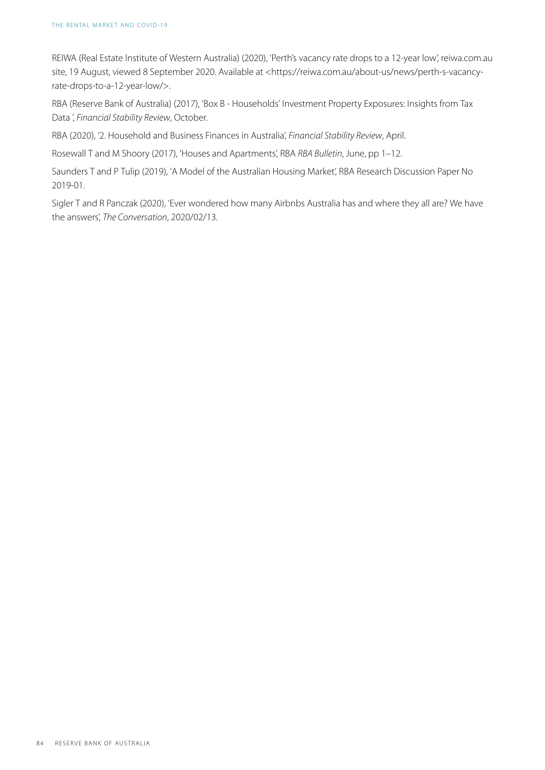REIWA (Real Estate Institute of Western Australia) (2020), 'Perth's vacancy rate drops to a 12-year low', reiwa.com.au site, 19 August, viewed 8 September 2020. Available at <https://reiwa.com.au/about-us/news/perth-s-vacancy-rate-drops-to-a-12-year-low/>.

RBA (Reserve Bank of Australia) (2017), 'Box B - Households' Investment Property Exposures: Insights from Tax Data ', *Financial Stability Review*, October.

RBA (2020), '2. Household and Business Finances in Australia', *Financial Stability Review*, April.

Rosewall T and M Shoory (2017), 'Houses and Apartments', RBA *RBA Bulletin*, June, pp 1–12.

Saunders T and P Tulip (2019), 'A Model of the Australian Housing Market', RBA Research Discussion Paper No 2019-01.

Sigler T and R Panczak (2020), 'Ever wondered how many Airbnbs Australia has and where they all are? We have the answers', *The Conversation*, 2020/02/13.